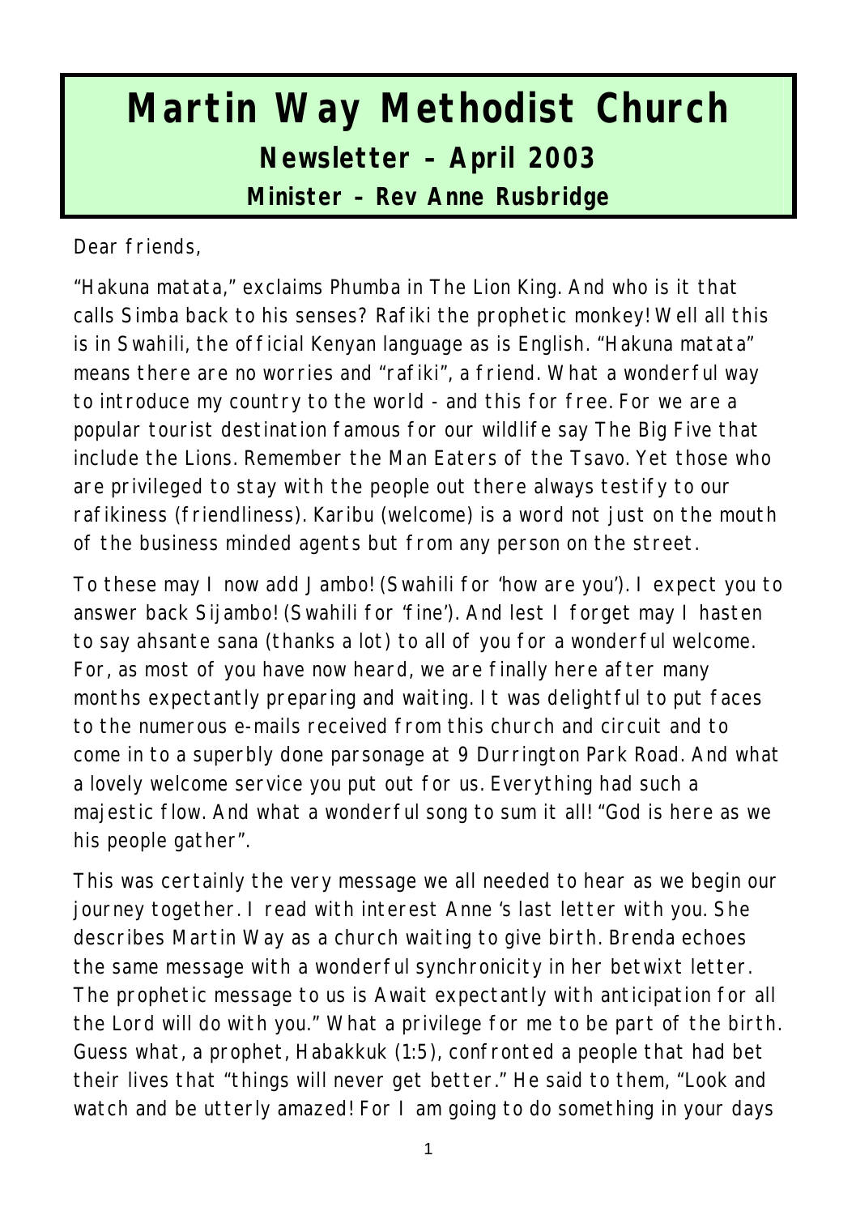# Martin Way Methodist Church

## Newsletter – April 2003

### Minister – Rev Anne Rusbridge

Dear friends,

"Hakuna matata," exclaims Phumba in The Lion King. And who is it that calls Simba back to his senses? Rafiki the prophetic monkey! Well all this is in Swahili, the official Kenyan language as is English. "Hakuna matata" means there are no worries and "rafiki", a friend. What a wonderful way to introduce my country to the world - and this for free. For we are a popular tourist destination famous for our wildlife say The Big Five that include the Lions. Remember the Man Eaters of the Tsavo. Yet those who are privileged to stay with the people out there always testify to our rafikiness (friendliness). Karibu (welcome) is a word not just on the mouth of the business minded agents but from any person on the street.

To these may I now add Jambo! (Swahili for 'how are you'). I expect you to answer back Sijambo! (Swahili for 'fine'). And lest I forget may I hasten to say ahsante sana (thanks a lot) to all of you for a wonderful welcome. For, as most of you have now heard, we are finally here after many months expectantly preparing and waiting. It was delightful to put faces to the numerous e-mails received from this church and circuit and to come in to a superbly done parsonage at 9 Durrington Park Road. And what a lovely welcome service you put out for us. Everything had such a majestic flow. And what a wonderful song to sum it all! "God is here as we his people gather".

This was certainly the very message we all needed to hear as we begin our journey together. I read with interest Anne 's last letter with you. She describes Martin Way as a church waiting to give birth. Brenda echoes the same message with a wonderful synchronicity in her betwixt letter. The prophetic message to us is Await expectantly with anticipation for all the Lord will do with you." What a privilege for me to be part of the birth. Guess what, a prophet, Habakkuk (1:5), confronted a people that had bet their lives that "things will never get better." He said to them, "Look and watch and be utterly amazed! For I am going to do something in your days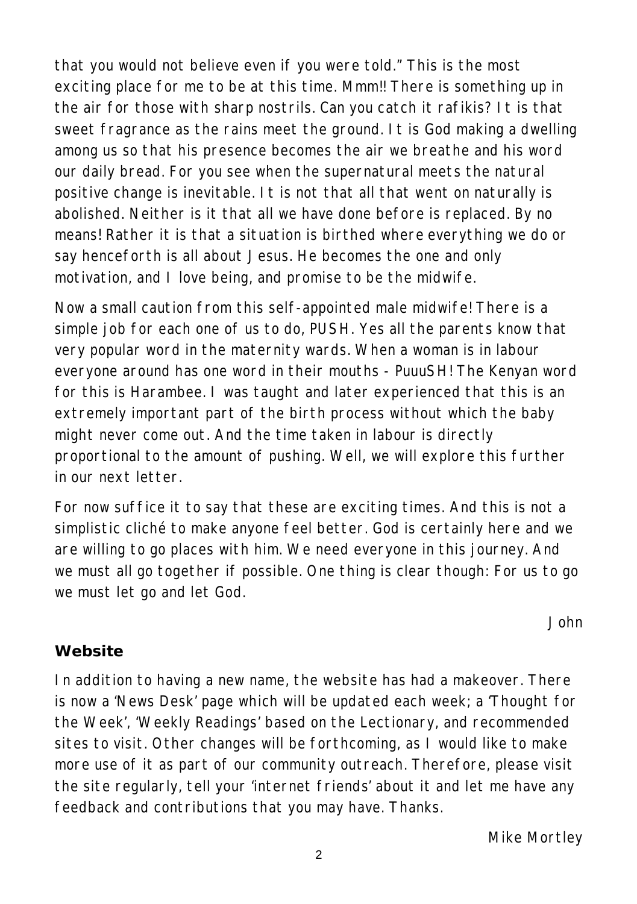that you would not believe even if you were told." This is the most exciting place for me to be at this time. Mmm!! There is something up in the air for those with sharp nostrils. Can you catch it rafikis? It is that sweet fragrance as the rains meet the ground. It is God making a dwelling among us so that his presence becomes the air we breathe and his word our daily bread. For you see when the supernatural meets the natural positive change is inevitable. It is not that all that went on naturally is abolished. Neither is it that all we have done before is replaced. By no means! Rather it is that a situation is birthed where everything we do or say henceforth is all about Jesus. He becomes the one and only motivation, and I love being, and promise to be the midwife.

Now a small caution from this self-appointed male midwife! There is a simple job for each one of us to do, PUSH. Yes all the parents know that very popular word in the maternity wards. When a woman is in labour everyone around has one word in their mouths - PuuuSH! The Kenyan word for this is Harambee. I was taught and later experienced that this is an extremely important part of the birth process without which the baby might never come out. And the time taken in labour is directly proportional to the amount of pushing. Well, we will explore this further in our next letter.

For now suffice it to say that these are exciting times. And this is not a simplistic cliché to make anyone feel better. God is certainly here and we are willing to go places with him. We need everyone in this journey. And we must all go together if possible. One thing is clear though: For us to go we must let go and let God.

John

## Website

In addition to having a new name, the website has had a makeover. There is now a 'News Desk' page which will be updated each week; a 'Thought for the Week', 'Weekly Readings' based on the Lectionary, and recommended sites to visit. Other changes will be forthcoming, as I would like to make more use of it as part of our community outreach. Therefore, please visit the site regularly, tell your 'internet friends' about it and let me have any feedback and contributions that you may have. Thanks.

Mike Mortley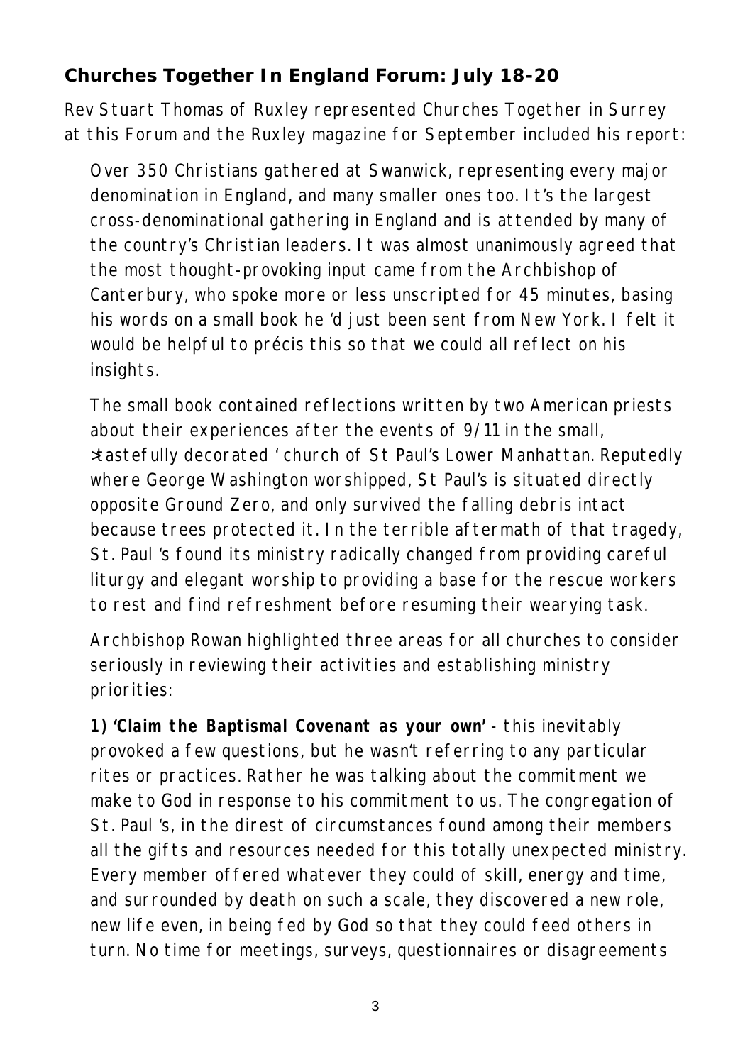## Churches Together In England Forum: July 18-20

Rev Stuart Thomas of Ruxley represented Churches Together in Surrey at this Forum and the Ruxley magazine for September included his report:

Over 350 Christians gathered at Swanwick, representing every major denomination in England, and many smaller ones too. It's the largest cross-denominational gathering in England and is attended by many of the country's Christian leaders. It was almost unanimously agreed that the most thought-provoking input came from the Archbishop of Canterbury, who spoke more or less unscripted for 45 minutes, basing his words on a small book he 'd just been sent from New York. I felt it would be helpful to précis this so that we could all reflect on his insights.

The small book contained reflections written by two American priests about their experiences after the events of 9/11 in the small, ≥tastefully decorated ' church of St Paul's Lower Manhattan. Reputedly where George Washington worshipped, St Paul's is situated directly opposite Ground Zero, and only survived the falling debris intact because trees protected it. In the terrible aftermath of that tragedy, St. Paul 's found its ministry radically changed from providing careful liturgy and elegant worship to providing a base for the rescue workers to rest and find refreshment before resuming their wearying task.

Archbishop Rowan highlighted three areas for all churches to consider seriously in reviewing their activities and establishing ministry priorities:

**1) 'Claim the Baptismal Covenant as your own'** - this inevitably provoked a few questions, but he wasn't referring to any particular rites or practices. Rather he was talking about the commitment we make to God in response to his commitment to us. The congregation of St. Paul 's, in the direst of circumstances found among their members all the gifts and resources needed for this totally unexpected ministry. Every member offered whatever they could of skill, energy and time, and surrounded by death on such a scale, they discovered a new role, new life even, in being fed by God so that they could feed others in turn. No time for meetings, surveys, questionnaires or disagreements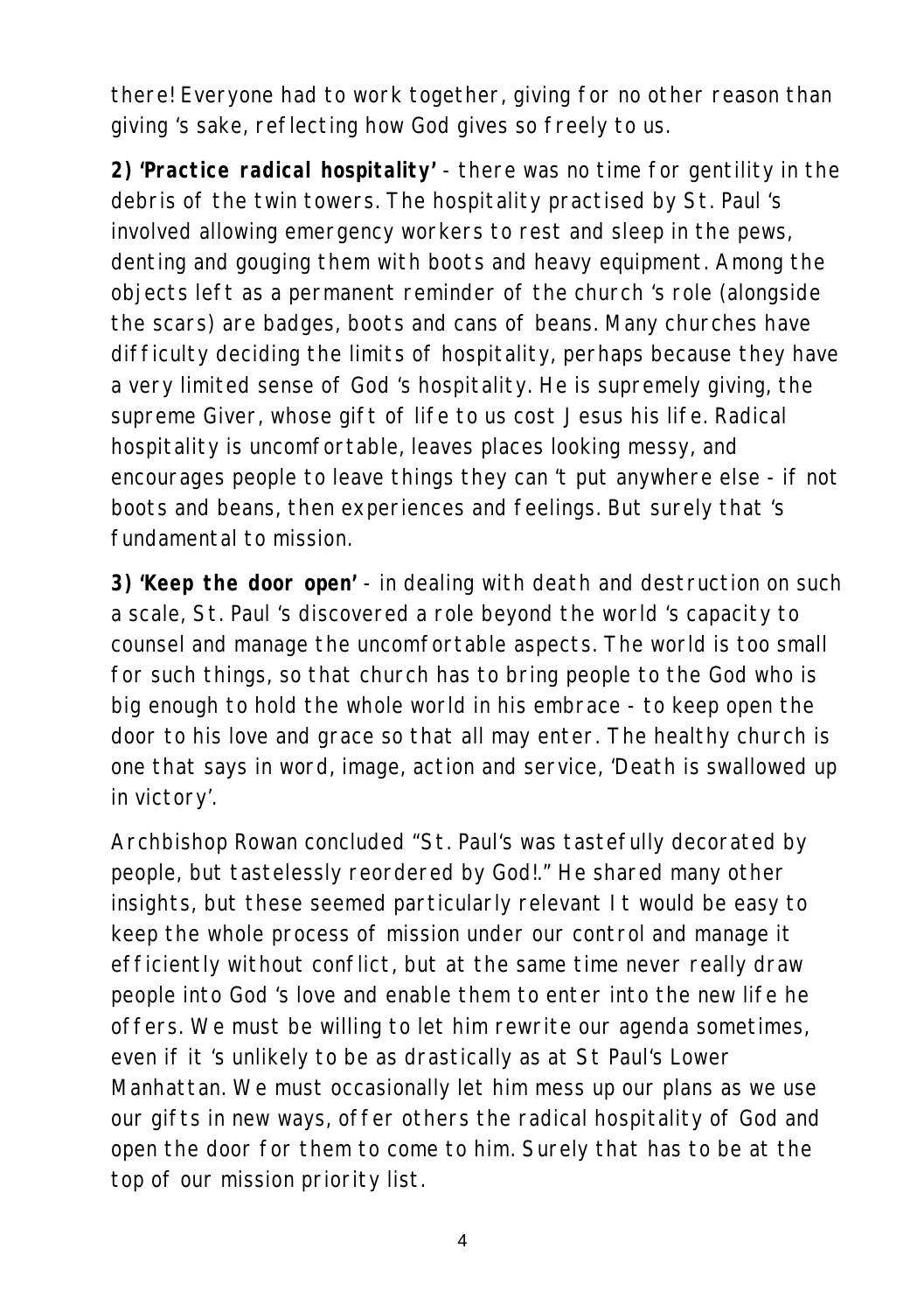there! Everyone had to work together, giving for no other reason than giving 's sake, reflecting how God gives so freely to us.

**2) 'Practice radical hospitality'** - there was no time for gentility in the debris of the twin towers. The hospitality practised by St. Paul 's involved allowing emergency workers to rest and sleep in the pews, denting and gouging them with boots and heavy equipment. Among the objects left as a permanent reminder of the church 's role (alongside the scars) are badges, boots and cans of beans. Many churches have difficulty deciding the limits of hospitality, perhaps because they have a very limited sense of God 's hospitality. He is supremely giving, the supreme Giver, whose gift of life to us cost Jesus his life. Radical hospitality is uncomfortable, leaves places looking messy, and encourages people to leave things they can 't put anywhere else - if not boots and beans, then experiences and feelings. But surely that 's fundamental to mission.

**3) 'Keep the door open'** - in dealing with death and destruction on such a scale, St. Paul 's discovered a role beyond the world 's capacity to counsel and manage the uncomfortable aspects. The world is too small for such things, so that church has to bring people to the God who is big enough to hold the whole world in his embrace - to keep open the door to his love and grace so that all may enter. The healthy church is one that says in word, image, action and service, 'Death is swallowed up in victory'.

Archbishop Rowan concluded "St. Paul's was tastefully decorated by people, but tastelessly reordered by God!." He shared many other insights, but these seemed particularly relevant It would be easy to keep the whole process of mission under our control and manage it efficiently without conflict, but at the same time never really draw people into God 's love and enable them to enter into the new life he offers. We must be willing to let him rewrite our agenda sometimes, even if it 's unlikely to be as drastically as at St Paul's Lower Manhattan. We must occasionally let him mess up our plans as we use our gifts in new ways, offer others the radical hospitality of God and open the door for them to come to him. Surely that has to be at the top of our mission priority list.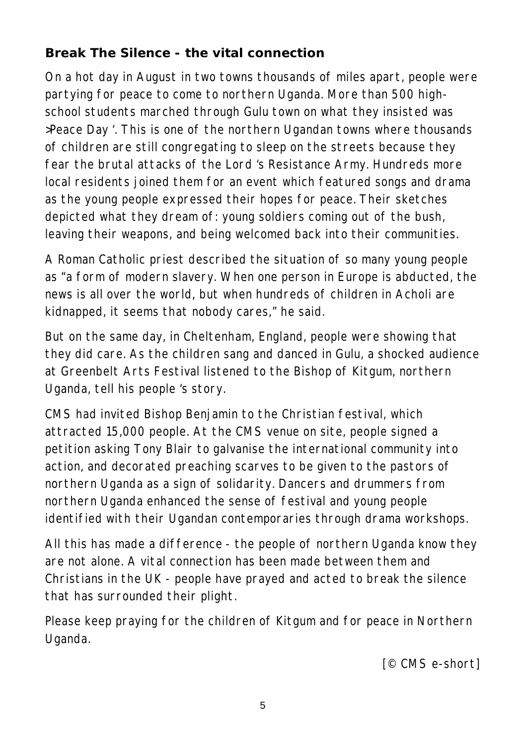## Break The Silence - the vital connection

On a hot day in August in two towns thousands of miles apart, people were partying for peace to come to northern Uganda. More than 500 high-school students marched through Gulu town on what they insisted was >Peace Day '. This is one of the northern Ugandan towns where thousands of children are still congregating to sleep on the streets because they fear the brutal attacks of the Lord 's Resistance Army. Hundreds more local residents joined them for an event which featured songs and drama as the young people expressed their hopes for peace. Their sketches depicted what they dream of: young soldiers coming out of the bush, leaving their weapons, and being welcomed back into their communities.

A Roman Catholic priest described the situation of so many young people as "a form of modern slavery. When one person in Europe is abducted, the news is all over the world, but when hundreds of children in Acholi are kidnapped, it seems that nobody cares," he said.

But on the same day, in Cheltenham, England, people were showing that they did care. As the children sang and danced in Gulu, a shocked audience at Greenbelt Arts Festival listened to the Bishop of Kitgum, northern Uganda, tell his people 's story.

CMS had invited Bishop Benjamin to the Christian festival, which attracted 15,000 people. At the CMS venue on site, people signed a petition asking Tony Blair to galvanise the international community into action, and decorated preaching scarves to be given to the pastors of northern Uganda as a sign of solidarity. Dancers and drummers from northern Uganda enhanced the sense of festival and young people identified with their Ugandan contemporaries through drama workshops.

All this has made a difference - the people of northern Uganda know they are not alone. A vital connection has been made between them and Christians in the UK - people have prayed and acted to break the silence that has surrounded their plight.

Please keep praying for the children of Kitgum and for peace in Northern Uganda.

[© CMS e-short]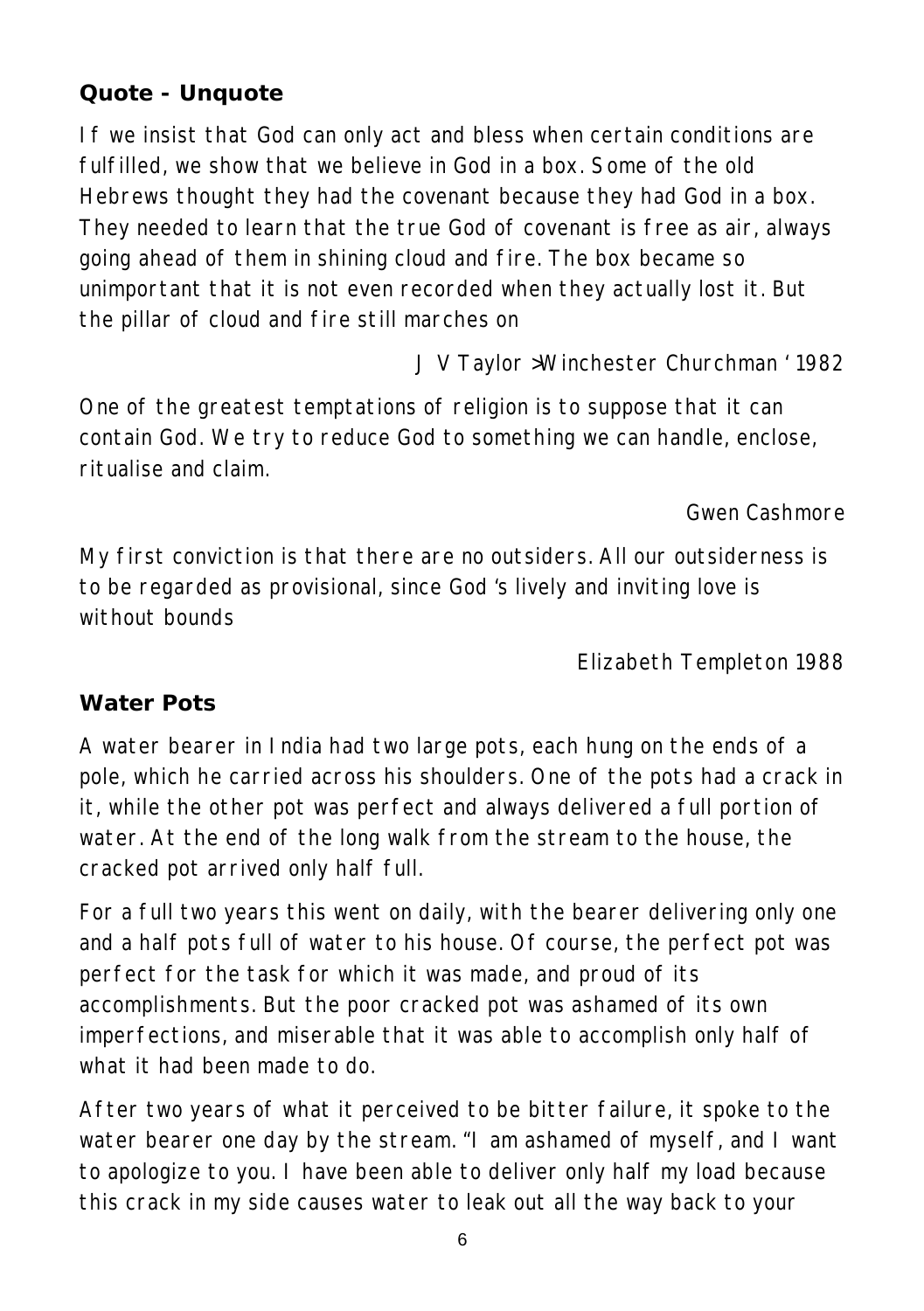## Quote - Unquote

If we insist that God can only act and bless when certain conditions are fulfilled, we show that we believe in God in a box. Some of the old Hebrews thought they had the covenant because they had God in a box. They needed to learn that the true God of covenant is free as air, always going ahead of them in shining cloud and fire. The box became so unimportant that it is not even recorded when they actually lost it. But the pillar of cloud and fire still marches on

J V Taylor >Winchester Churchman ' 1982

One of the greatest temptations of religion is to suppose that it can contain God. We try to reduce God to something we can handle, enclose, ritualise and claim.

Gwen Cashmore

My first conviction is that there are no outsiders. All our outsiderness is to be regarded as provisional, since God 's lively and inviting love is without bounds

Elizabeth Templeton 1988

## Water Pots

A water bearer in India had two large pots, each hung on the ends of a pole, which he carried across his shoulders. One of the pots had a crack in it, while the other pot was perfect and always delivered a full portion of water. At the end of the long walk from the stream to the house, the cracked pot arrived only half full.

For a full two years this went on daily, with the bearer delivering only one and a half pots full of water to his house. Of course, the perfect pot was perfect for the task for which it was made, and proud of its accomplishments. But the poor cracked pot was ashamed of its own imperfections, and miserable that it was able to accomplish only half of what it had been made to do.

After two years of what it perceived to be bitter failure, it spoke to the water bearer one day by the stream. "I am ashamed of myself, and I want to apologize to you. I have been able to deliver only half my load because this crack in my side causes water to leak out all the way back to your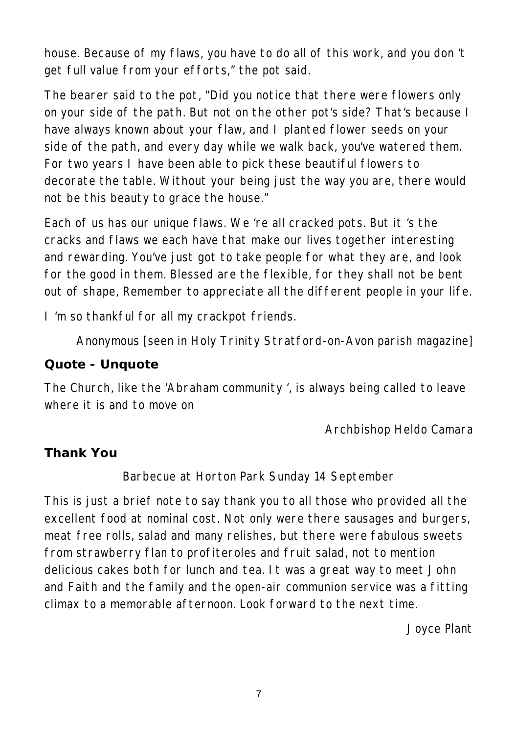house. Because of my flaws, you have to do all of this work, and you don 't get full value from your efforts," the pot said.

The bearer said to the pot, "Did you notice that there were flowers only on your side of the path. But not on the other pot's side? That's because I have always known about your flaw, and I planted flower seeds on your side of the path, and every day while we walk back, you've watered them. For two years I have been able to pick these beautiful flowers to decorate the table. Without your being just the way you are, there would not be this beauty to grace the house."

Each of us has our unique flaws. We 're all cracked pots. But it 's the cracks and flaws we each have that make our lives together interesting and rewarding. You've just got to take people for what they are, and look for the good in them. Blessed are the flexible, for they shall not be bent out of shape, Remember to appreciate all the different people in your life.

I 'm so thankful for all my crackpot friends.

Anonymous [seen in Holy Trinity Stratford-on-Avon parish magazine]

## Quote - Unquote

The Church, like the 'Abraham community ', is always being called to leave where it is and to move on

Archbishop Heldo Camara

## Thank You

Barbecue at Horton Park Sunday 14 September

This is just a brief note to say thank you to all those who provided all the excellent food at nominal cost. Not only were there sausages and burgers, meat free rolls, salad and many relishes, but there were fabulous sweets from strawberry flan to profiteroles and fruit salad, not to mention delicious cakes both for lunch and tea. It was a great way to meet John and Faith and the family and the open-air communion service was a fitting climax to a memorable afternoon. Look forward to the next time.

Joyce Plant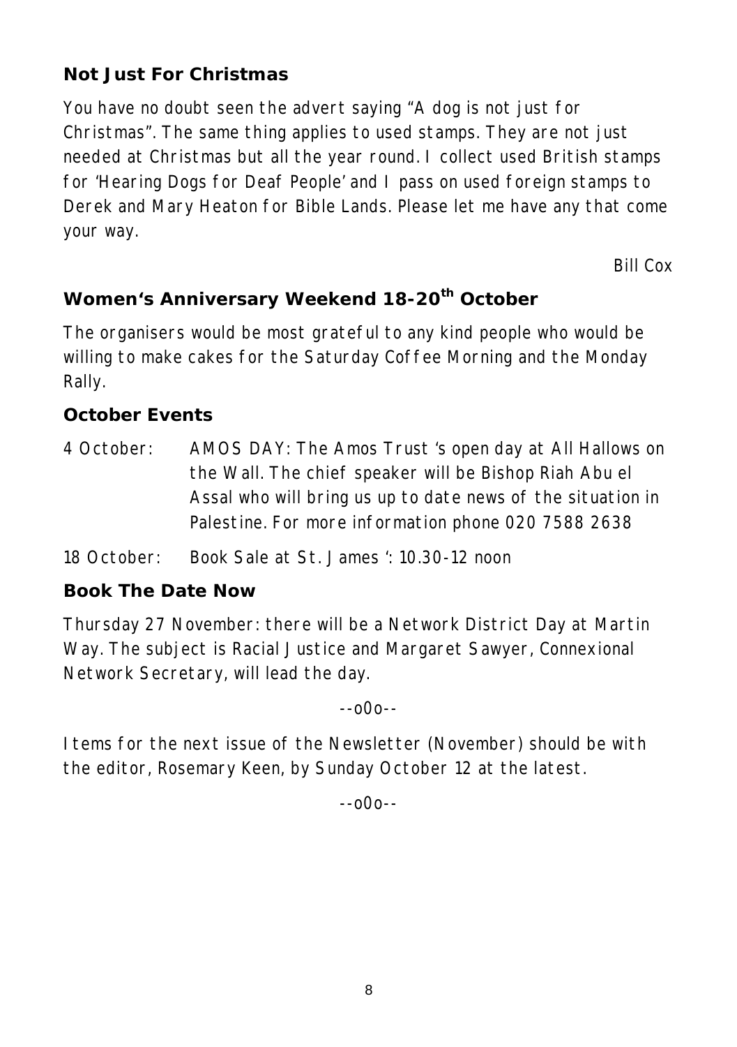## Not Just For Christmas

You have no doubt seen the advert saying "A dog is not just for Christmas". The same thing applies to used stamps. They are not just needed at Christmas but all the year round. I collect used British stamps for 'Hearing Dogs for Deaf People' and I pass on used foreign stamps to Derek and Mary Heaton for Bible Lands. Please let me have any that come your way.

*Bill Cox*

## Women's Anniversary Weekend 18-20th October

The organisers would be most grateful to any kind people who would be willing to make cakes for the Saturday Coffee Morning and the Monday Rally.

## October Events

4 October: AMOS DAY: The Amos Trust 's open day at All Hallows on the Wall. The chief speaker will be Bishop Riah Abu el Assal who will bring us up to date news of the situation in Palestine. For more information phone 020 7588 2638

18 October: Book Sale at St. James ': 10.30-12 noon

## Book The Date Now

Thursday 27 November: there will be a Network District Day at Martin Way. The subject is Racial Justice and Margaret Sawyer, Connexional Network Secretary, will lead the day.

--o0o--

Items for the next issue of the Newsletter (November) should be with the editor, Rosemary Keen, by Sunday October 12 at the latest.

--o0o--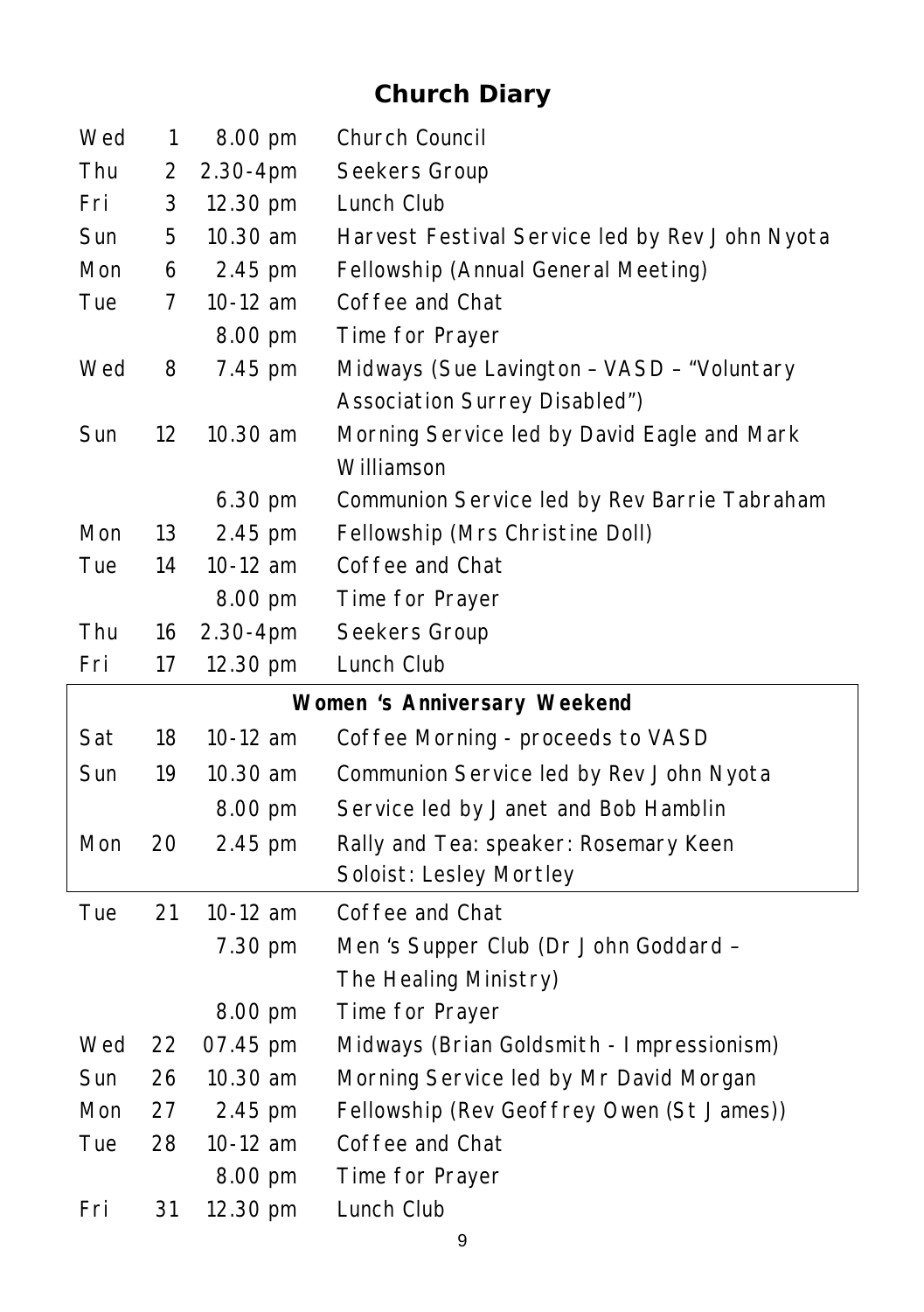# Church Diary

| | | | |
|---|---|---|---|
| Wed | 1 | 8.00 pm | Church Council |
| Thu | 2 | 2.30-4pm | Seekers Group |
| Fri | 3 | 12.30 pm | Lunch Club |
| Sun | 5 | 10.30 am | Harvest Festival Service led by Rev John Nyota |
| Mon | 6 | 2.45 pm | Fellowship (Annual General Meeting) |
| Tue | 7 | 10-12 am | Coffee and Chat |
| | | 8.00 pm | Time for Prayer |
| Wed | 8 | 7.45 pm | Midways (Sue Lavington – VASD – "Voluntary Association Surrey Disabled") |
| Sun | 12 | 10.30 am | Morning Service led by David Eagle and Mark Williamson |
| | | 6.30 pm | Communion Service led by Rev Barrie Tabraham |
| Mon | 13 | 2.45 pm | Fellowship (Mrs Christine Doll) |
| Tue | 14 | 10-12 am | Coffee and Chat |
| | | 8.00 pm | Time for Prayer |
| Thu | 16 | 2.30-4pm | Seekers Group |
| Fri | 17 | 12.30 pm | Lunch Club |
| | | | **Women 's Anniversary Weekend** |
| Sat | 18 | 10-12 am | Coffee Morning - proceeds to VASD |
| Sun | 19 | 10.30 am | Communion Service led by Rev John Nyota |
| | | 8.00 pm | Service led by Janet and Bob Hamblin |
| Mon | 20 | 2.45 pm | Rally and Tea: speaker: Rosemary Keen Soloist: Lesley Mortley |
| Tue | 21 | 10-12 am | Coffee and Chat |
| | | 7.30 pm | Men 's Supper Club (Dr John Goddard – The Healing Ministry) |
| | | 8.00 pm | Time for Prayer |
| Wed | 22 | 07.45 pm | Midways (Brian Goldsmith - Impressionism) |
| Sun | 26 | 10.30 am | Morning Service led by Mr David Morgan |
| Mon | 27 | 2.45 pm | Fellowship (Rev Geoffrey Owen (St James)) |
| Tue | 28 | 10-12 am | Coffee and Chat |
| | | 8.00 pm | Time for Prayer |
| Fri | 31 | 12.30 pm | Lunch Club |